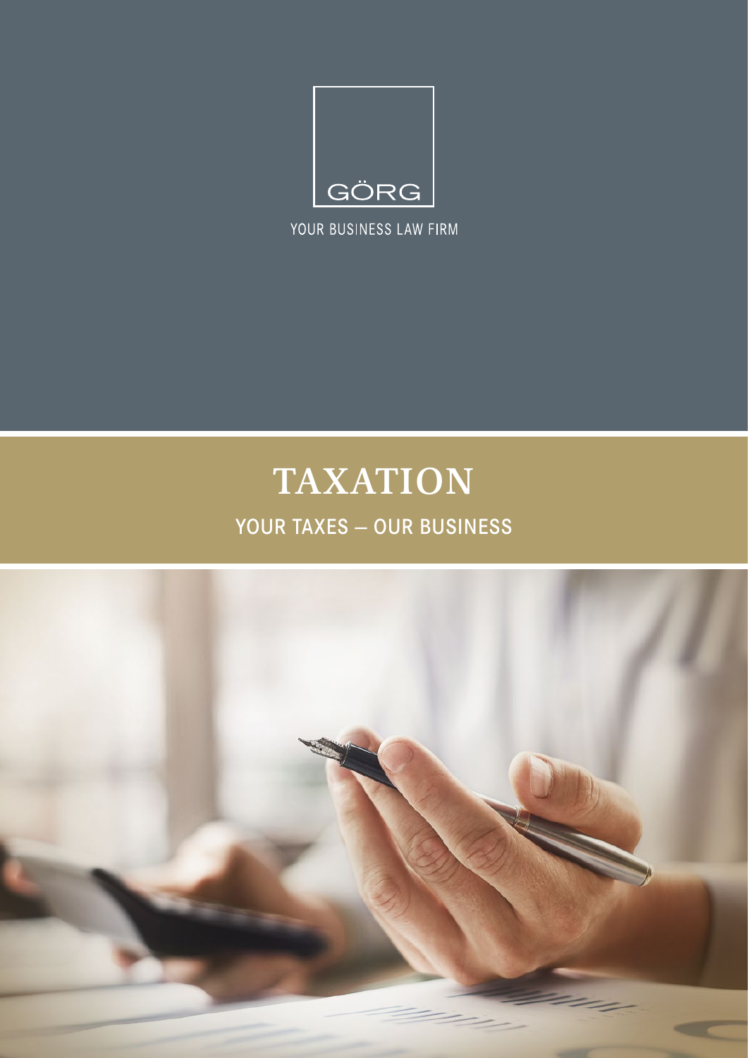GÖRG

YOUR BUSINESS LAW FIRM

# TAXATION

## YOUR TAXES – OUR BUSINESS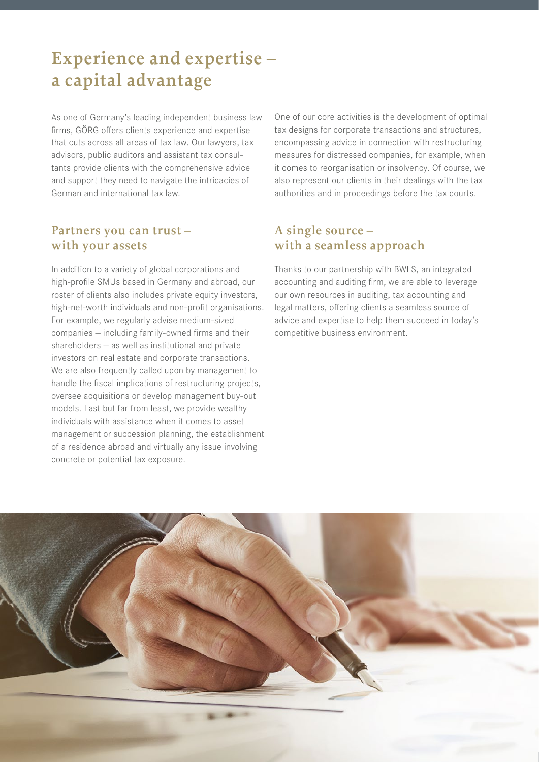# Experience and expertise – a capital advantage

As one of Germany's leading independent business law firms, GÖRG offers clients experience and expertise that cuts across all areas of tax law. Our lawyers, tax advisors, public auditors and assistant tax consultants provide clients with the comprehensive advice and support they need to navigate the intricacies of German and international tax law.

One of our core activities is the development of optimal tax designs for corporate transactions and structures, encompassing advice in connection with restructuring measures for distressed companies, for example, when it comes to reorganisation or insolvency. Of course, we also represent our clients in their dealings with the tax authorities and in proceedings before the tax courts.

## Partners you can trust – with your assets

In addition to a variety of global corporations and high-profile SMUs based in Germany and abroad, our roster of clients also includes private equity investors, high-net-worth individuals and non-profit organisations. For example, we regularly advise medium-sized companies – including family-owned firms and their shareholders – as well as institutional and private investors on real estate and corporate transactions. We are also frequently called upon by management to handle the fiscal implications of restructuring projects, oversee acquisitions or develop management buy-out models. Last but far from least, we provide wealthy individuals with assistance when it comes to asset management or succession planning, the establishment of a residence abroad and virtually any issue involving concrete or potential tax exposure.

## A single source – with a seamless approach

Thanks to our partnership with BWLS, an integrated accounting and auditing firm, we are able to leverage our own resources in auditing, tax accounting and legal matters, offering clients a seamless source of advice and expertise to help them succeed in today's competitive business environment.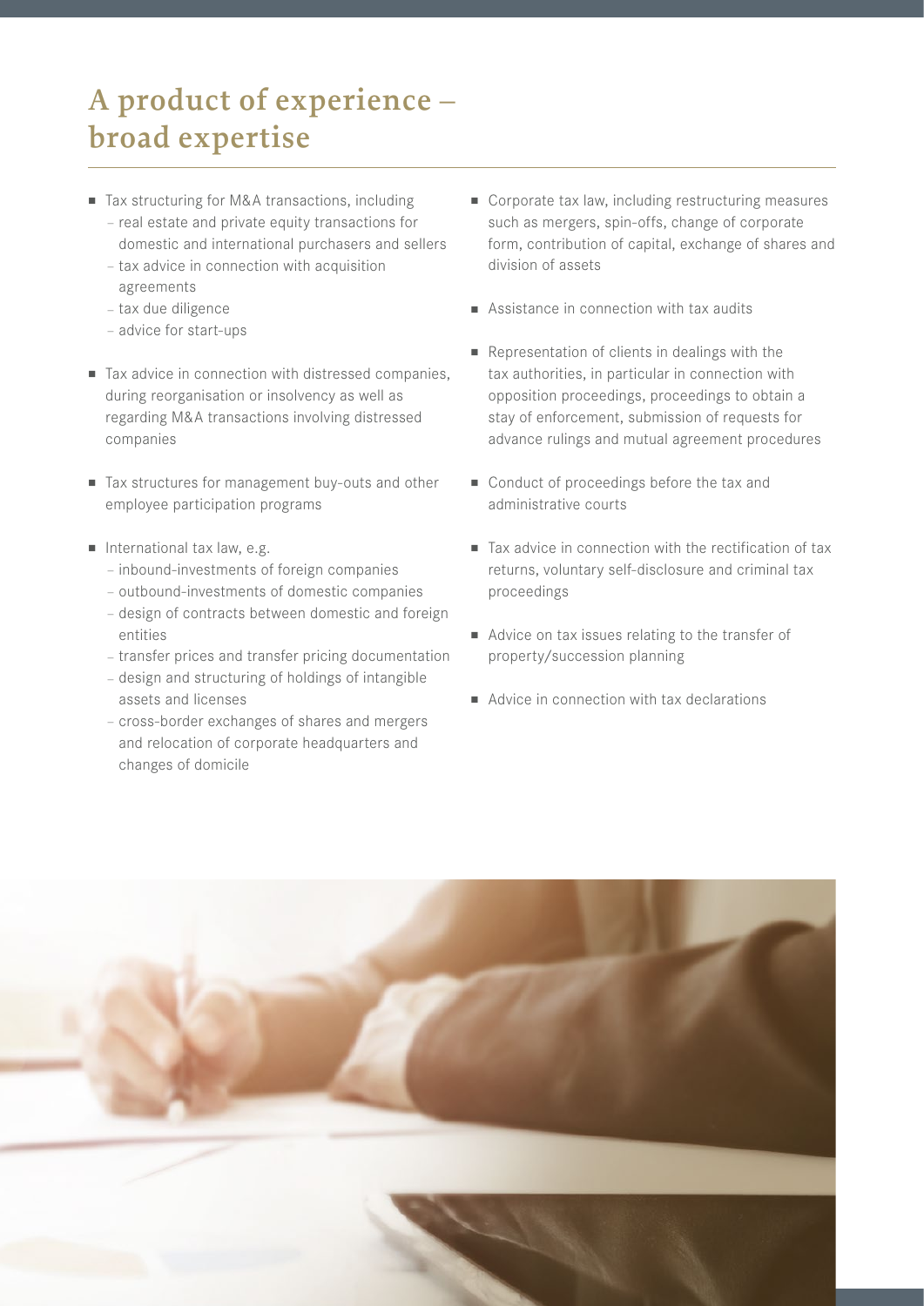# A product of experience – broad expertise

- Tax structuring for M&A transactions, including
  - real estate and private equity transactions for domestic and international purchasers and sellers
  - tax advice in connection with acquisition agreements
  - tax due diligence
  - advice for start-ups
- Tax advice in connection with distressed companies, during reorganisation or insolvency as well as regarding M&A transactions involving distressed companies
- Tax structures for management buy-outs and other employee participation programs
- International tax law, e.g.
  - inbound-investments of foreign companies
  - outbound-investments of domestic companies
  - design of contracts between domestic and foreign entities
  - transfer prices and transfer pricing documentation
  - design and structuring of holdings of intangible assets and licenses
  - cross-border exchanges of shares and mergers and relocation of corporate headquarters and changes of domicile
- Corporate tax law, including restructuring measures such as mergers, spin-offs, change of corporate form, contribution of capital, exchange of shares and division of assets
- Assistance in connection with tax audits
- Representation of clients in dealings with the tax authorities, in particular in connection with opposition proceedings, proceedings to obtain a stay of enforcement, submission of requests for advance rulings and mutual agreement procedures
- Conduct of proceedings before the tax and administrative courts
- Tax advice in connection with the rectification of tax returns, voluntary self-disclosure and criminal tax proceedings
- Advice on tax issues relating to the transfer of property/succession planning
- Advice in connection with tax declarations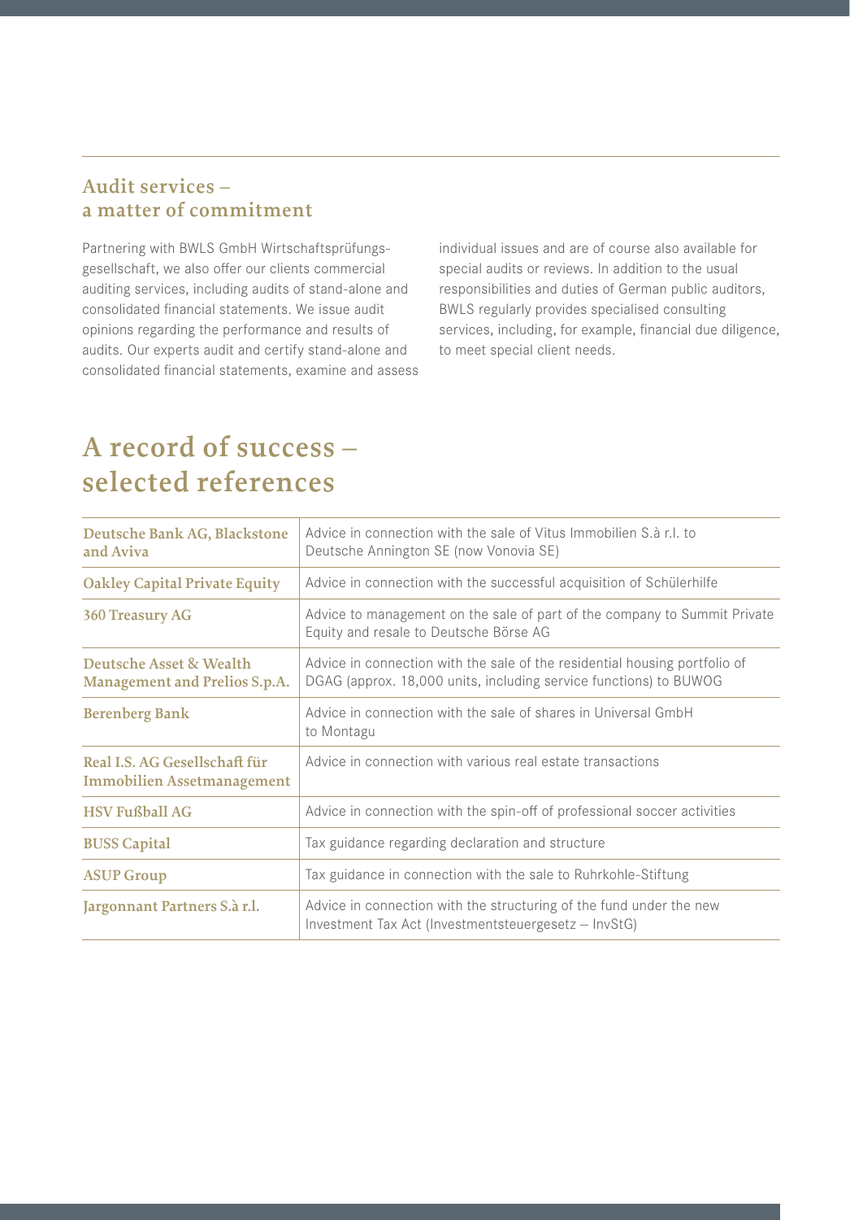## Audit services – a matter of commitment

Partnering with BWLS GmbH Wirtschaftsprüfungsgesellschaft, we also offer our clients commercial auditing services, including audits of stand-alone and consolidated financial statements. We issue audit opinions regarding the performance and results of audits. Our experts audit and certify stand-alone and consolidated financial statements, examine and assess individual issues and are of course also available for special audits or reviews. In addition to the usual responsibilities and duties of German public auditors, BWLS regularly provides specialised consulting services, including, for example, financial due diligence, to meet special client needs.

# A record of success – selected references

| Client | Description |
| --- | --- |
| **Deutsche Bank AG, Blackstone and Aviva** | Advice in connection with the sale of Vitus Immobilien S.à r.l. to Deutsche Annington SE (now Vonovia SE) |
| **Oakley Capital Private Equity** | Advice in connection with the successful acquisition of Schülerhilfe |
| **360 Treasury AG** | Advice to management on the sale of part of the company to Summit Private Equity and resale to Deutsche Börse AG |
| **Deutsche Asset & Wealth Management and Prelios S.p.A.** | Advice in connection with the sale of the residential housing portfolio of DGAG (approx. 18,000 units, including service functions) to BUWOG |
| **Berenberg Bank** | Advice in connection with the sale of shares in Universal GmbH to Montagu |
| **Real I.S. AG Gesellschaft für Immobilien Assetmanagement** | Advice in connection with various real estate transactions |
| **HSV Fußball AG** | Advice in connection with the spin-off of professional soccer activities |
| **BUSS Capital** | Tax guidance regarding declaration and structure |
| **ASUP Group** | Tax guidance in connection with the sale to Ruhrkohle-Stiftung |
| **Jargonnant Partners S.à r.l.** | Advice in connection with the structuring of the fund under the new Investment Tax Act (Investmentsteuergesetz – InvStG) |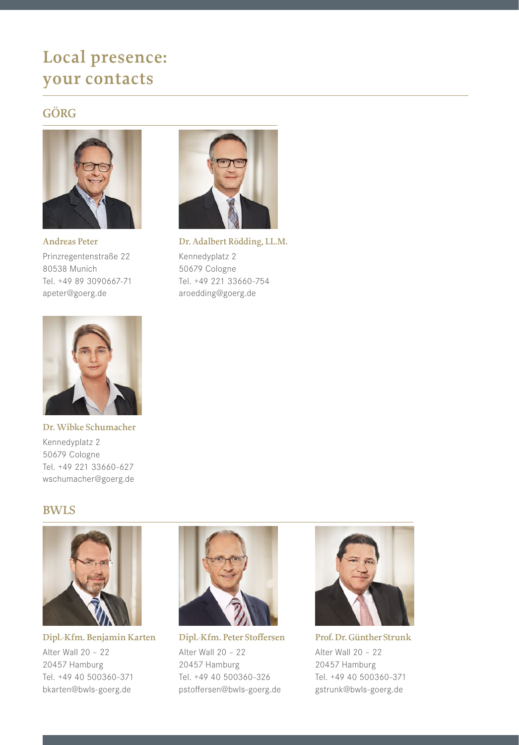# Local presence: your contacts

## GÖRG

**Andreas Peter**
Prinzregentenstraße 22
80538 Munich
Tel. +49 89 3090667-71
apeter@goerg.de

**Dr. Adalbert Rödding, LL.M.**
Kennedyplatz 2
50679 Cologne
Tel. +49 221 33660-754
aroedding@goerg.de

**Dr. Wibke Schumacher**
Kennedyplatz 2
50679 Cologne
Tel. +49 221 33660-627
wschumacher@goerg.de

## BWLS

**Dipl.-Kfm. Benjamin Karten**
Alter Wall 20 – 22
20457 Hamburg
Tel. +49 40 500360-371
bkarten@bwls-goerg.de

**Dipl.-Kfm. Peter Stoffersen**
Alter Wall 20 – 22
20457 Hamburg
Tel. +49 40 500360-326
pstoffersen@bwls-goerg.de

**Prof. Dr. Günther Strunk**
Alter Wall 20 – 22
20457 Hamburg
Tel. +49 40 500360-371
gstrunk@bwls-goerg.de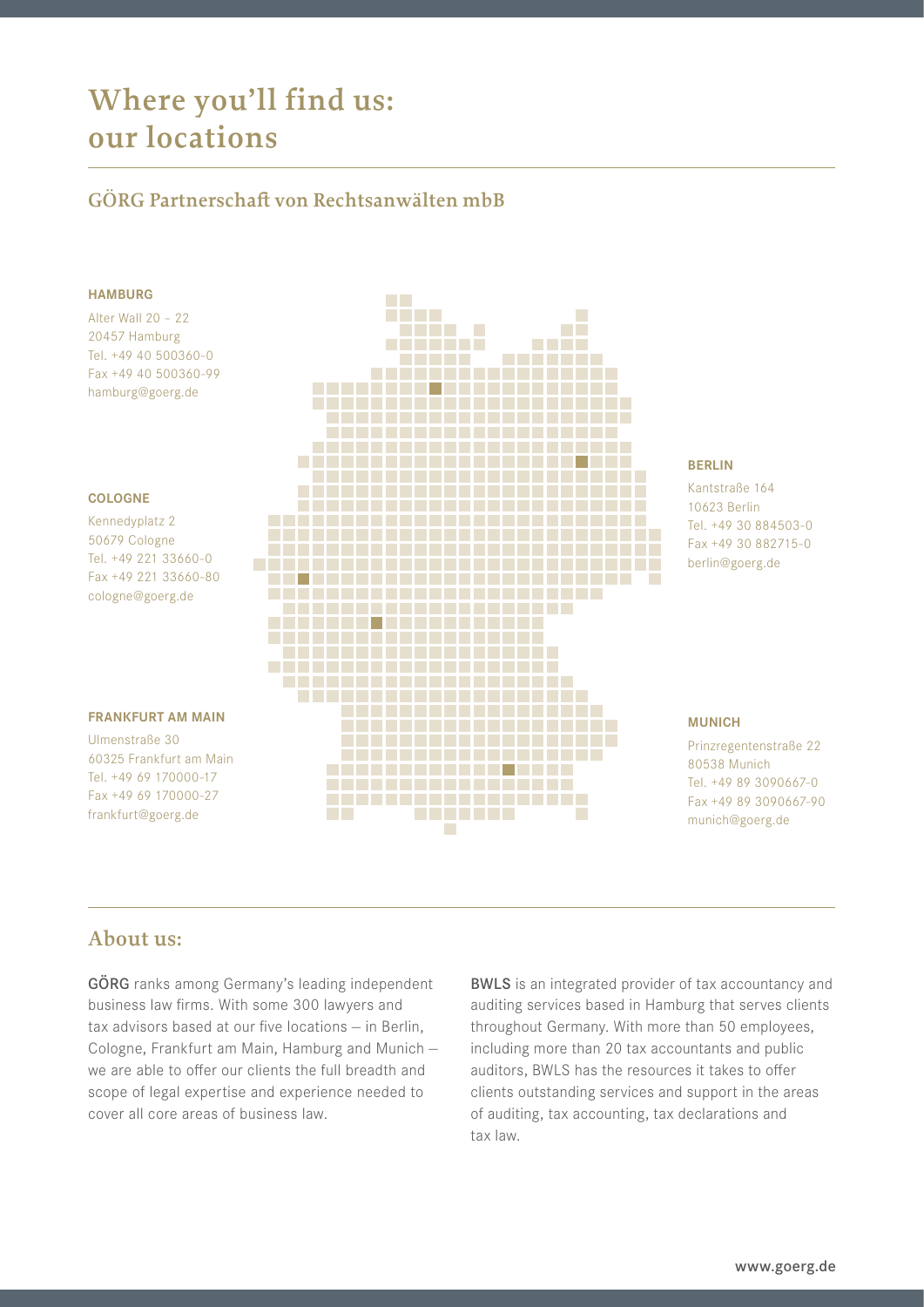# Where you'll find us: our locations

## GÖRG Partnerschaft von Rechtsanwälten mbB

**HAMBURG**

Alter Wall 20 – 22
20457 Hamburg
Tel. +49 40 500360-0
Fax +49 40 500360-99
hamburg@goerg.de

**COLOGNE**

Kennedyplatz 2
50679 Cologne
Tel. +49 221 33660-0
Fax +49 221 33660-80
cologne@goerg.de

**FRANKFURT AM MAIN**

Ulmenstraße 30
60325 Frankfurt am Main
Tel. +49 69 170000-17
Fax +49 69 170000-27
frankfurt@goerg.de

**BERLIN**

Kantstraße 164
10623 Berlin
Tel. +49 30 884503-0
Fax +49 30 882715-0
berlin@goerg.de

**MUNICH**

Prinzregentenstraße 22
80538 Munich
Tel. +49 89 3090667-0
Fax +49 89 3090667-90
munich@goerg.de

## About us:

**GÖRG** ranks among Germany's leading independent business law firms. With some 300 lawyers and tax advisors based at our five locations – in Berlin, Cologne, Frankfurt am Main, Hamburg and Munich – we are able to offer our clients the full breadth and scope of legal expertise and experience needed to cover all core areas of business law.

**BWLS** is an integrated provider of tax accountancy and auditing services based in Hamburg that serves clients throughout Germany. With more than 50 employees, including more than 20 tax accountants and public auditors, BWLS has the resources it takes to offer clients outstanding services and support in the areas of auditing, tax accounting, tax declarations and tax law.

www.goerg.de